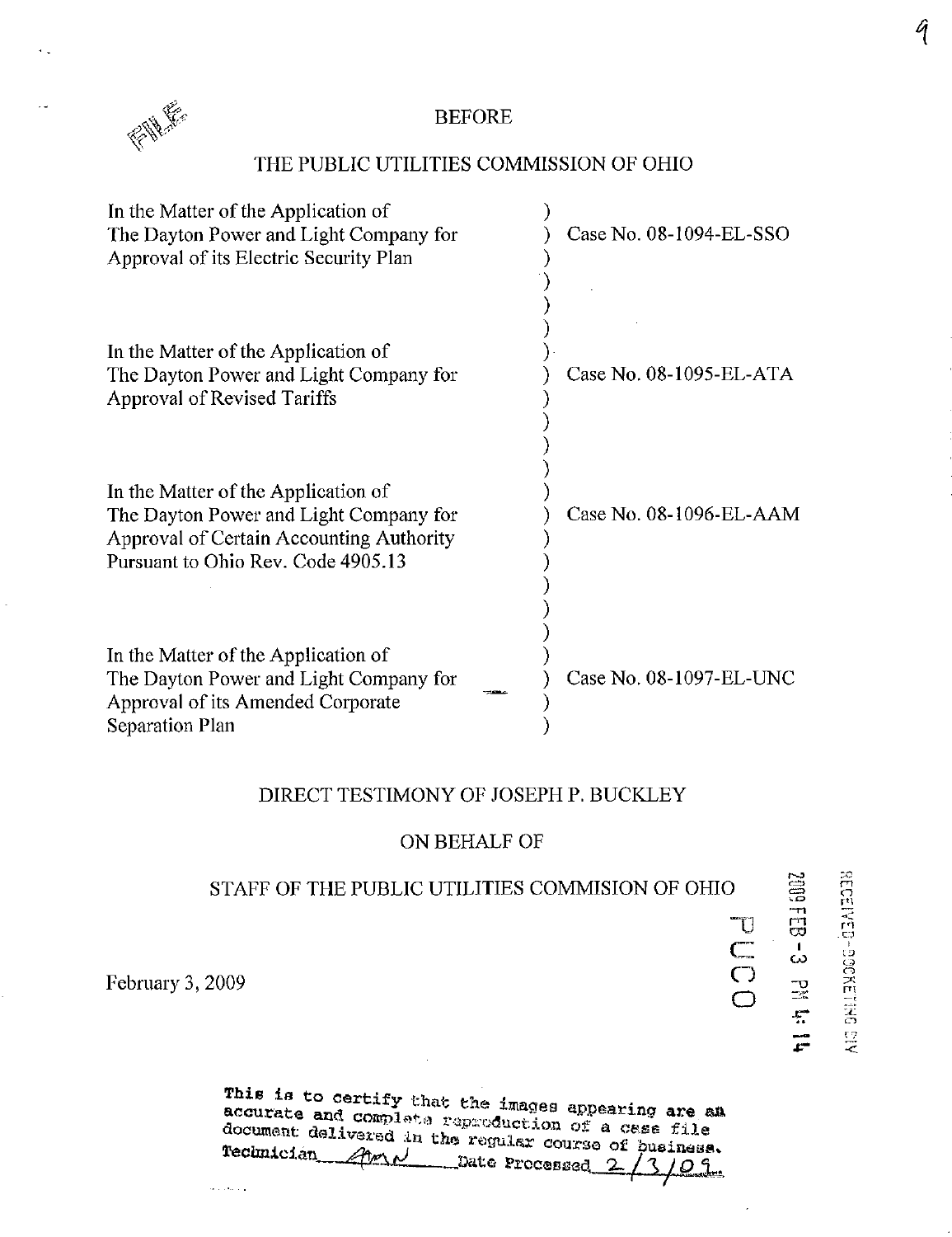BEFORE

THE PUBLIC UTILITIES COMMISSION OF OHIO

| | |
|---|---|
| In the Matter of the Application of The Dayton Power and Light Company for Approval of its Electric Security Plan | Case No. 08-1094-EL-SSO |
| In the Matter of the Application of The Dayton Power and Light Company for Approval of Revised Tariffs | Case No. 08-1095-EL-ATA |
| In the Matter of the Application of The Dayton Power and Light Company for Approval of Certain Accounting Authority Pursuant to Ohio Rev. Code 4905.13 | Case No. 08-1096-EL-AAM |
| In the Matter of the Application of The Dayton Power and Light Company for Approval of its Amended Corporate Separation Plan | Case No. 08-1097-EL-UNC |

DIRECT TESTIMONY OF JOSEPH P. BUCKLEY

ON BEHALF OF

STAFF OF THE PUBLIC UTILITIES COMMISION OF OHIO

February 3, 2009

RECEIVED-DOCKETING DIV

2009 FEB -3 PM 4: 14

PUCO

This is to certify that the images appearing are an accurate and complete reproduction of a case file document delivered in the regular course of business. Technician ___ Date Processed 2/3/09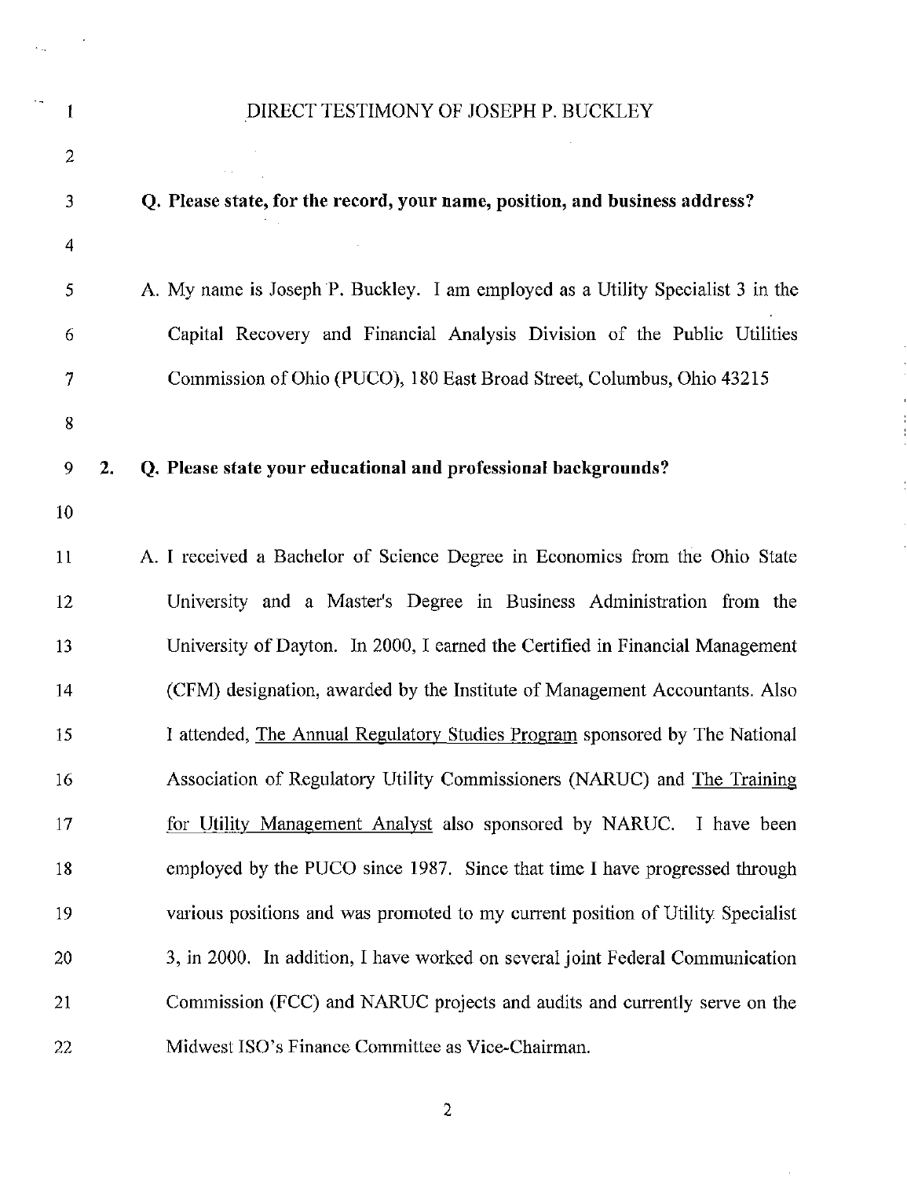DIRECT TESTIMONY OF JOSEPH P. BUCKLEY

**Q. Please state, for the record, your name, position, and business address?**

A. My name is Joseph P. Buckley. I am employed as a Utility Specialist 3 in the Capital Recovery and Financial Analysis Division of the Public Utilities Commission of Ohio (PUCO), 180 East Broad Street, Columbus, Ohio 43215

2. **Q. Please state your educational and professional backgrounds?**

A. I received a Bachelor of Science Degree in Economics from the Ohio State University and a Master's Degree in Business Administration from the University of Dayton. In 2000, I earned the Certified in Financial Management (CFM) designation, awarded by the Institute of Management Accountants. Also I attended, <u>The Annual Regulatory Studies Program</u> sponsored by The National Association of Regulatory Utility Commissioners (NARUC) and <u>The Training for Utility Management Analyst</u> also sponsored by NARUC. I have been employed by the PUCO since 1987. Since that time I have progressed through various positions and was promoted to my current position of Utility Specialist 3, in 2000. In addition, I have worked on several joint Federal Communication Commission (FCC) and NARUC projects and audits and currently serve on the Midwest ISO's Finance Committee as Vice-Chairman.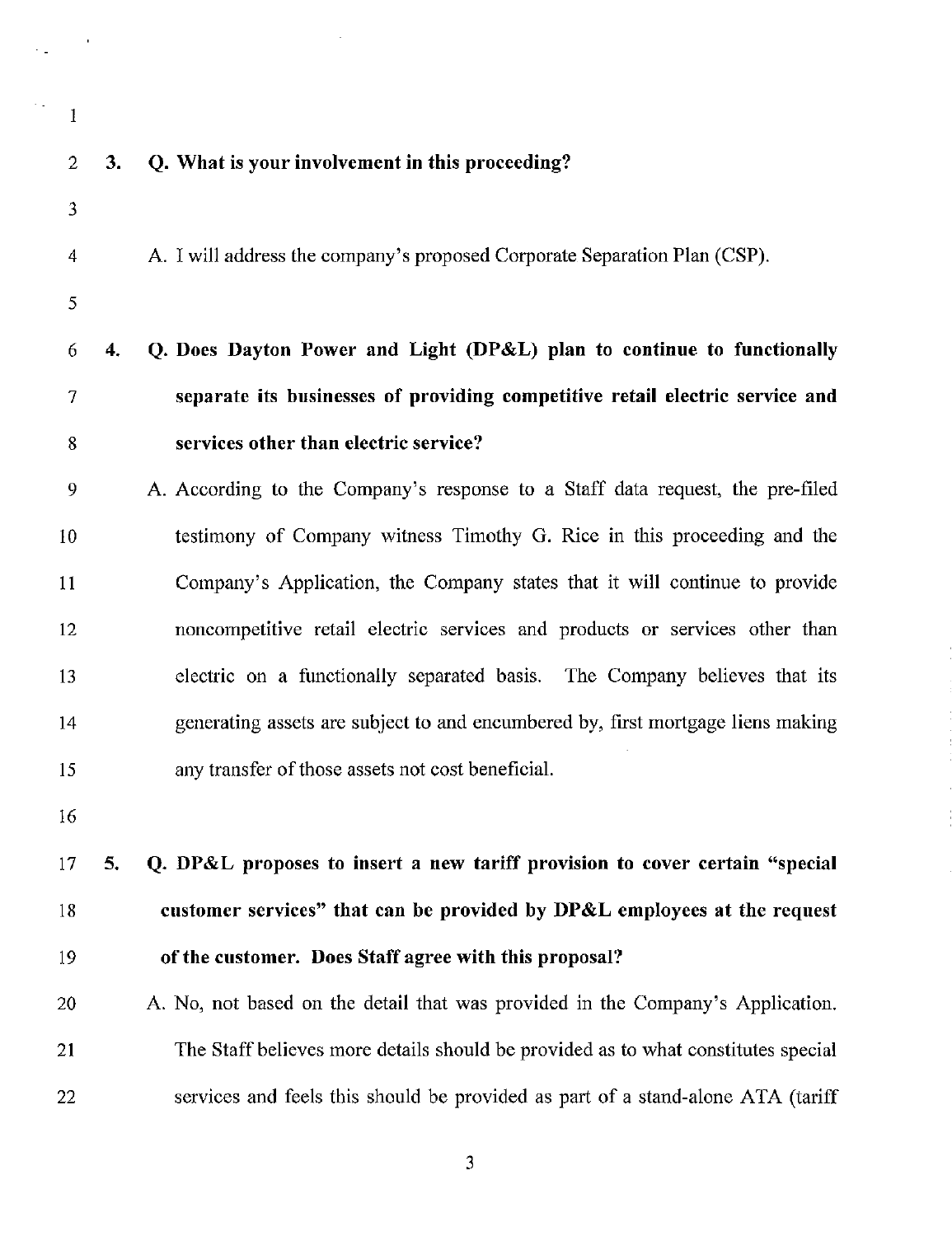**3. Q. What is your involvement in this proceeding?**

A. I will address the company's proposed Corporate Separation Plan (CSP).

**4. Q. Does Dayton Power and Light (DP&L) plan to continue to functionally separate its businesses of providing competitive retail electric service and services other than electric service?**

A. According to the Company's response to a Staff data request, the pre-filed testimony of Company witness Timothy G. Rice in this proceeding and the Company's Application, the Company states that it will continue to provide noncompetitive retail electric services and products or services other than electric on a functionally separated basis. The Company believes that its generating assets are subject to and encumbered by, first mortgage liens making any transfer of those assets not cost beneficial.

**5. Q. DP&L proposes to insert a new tariff provision to cover certain "special customer services" that can be provided by DP&L employees at the request of the customer. Does Staff agree with this proposal?**

A. No, not based on the detail that was provided in the Company's Application. The Staff believes more details should be provided as to what constitutes special services and feels this should be provided as part of a stand-alone ATA (tariff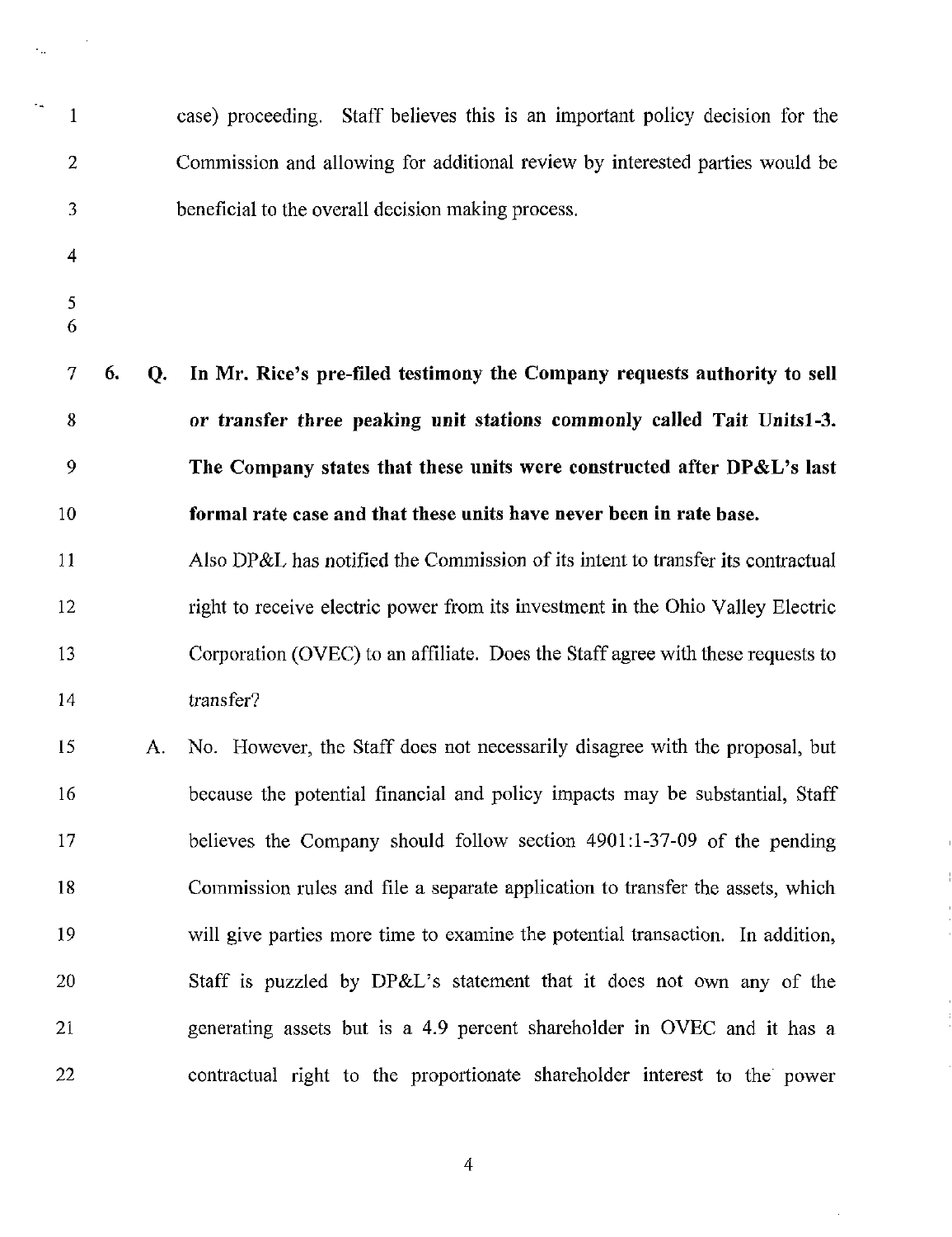case) proceeding. Staff believes this is an important policy decision for the Commission and allowing for additional review by interested parties would be beneficial to the overall decision making process.

**6. Q. In Mr. Rice's pre-filed testimony the Company requests authority to sell or transfer three peaking unit stations commonly called Tait Units1-3. The Company states that these units were constructed after DP&L's last formal rate case and that these units have never been in rate base.**

Also DP&L has notified the Commission of its intent to transfer its contractual right to receive electric power from its investment in the Ohio Valley Electric Corporation (OVEC) to an affiliate. Does the Staff agree with these requests to transfer?

A. No. However, the Staff does not necessarily disagree with the proposal, but because the potential financial and policy impacts may be substantial, Staff believes the Company should follow section 4901:1-37-09 of the pending Commission rules and file a separate application to transfer the assets, which will give parties more time to examine the potential transaction. In addition, Staff is puzzled by DP&L's statement that it does not own any of the generating assets but is a 4.9 percent shareholder in OVEC and it has a contractual right to the proportionate shareholder interest to the power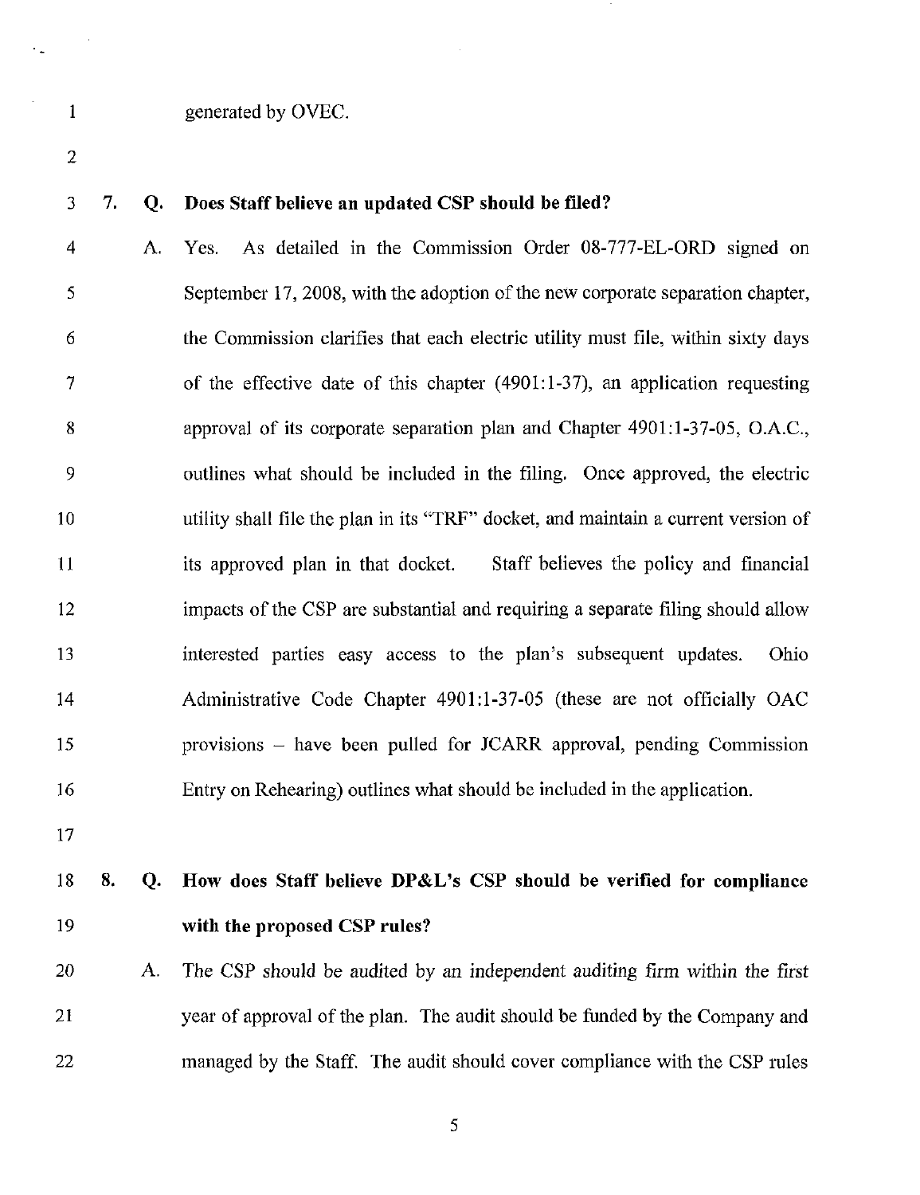generated by OVEC.

**7. Q. Does Staff believe an updated CSP should be filed?**

A. Yes. As detailed in the Commission Order 08-777-EL-ORD signed on September 17, 2008, with the adoption of the new corporate separation chapter, the Commission clarifies that each electric utility must file, within sixty days of the effective date of this chapter (4901:1-37), an application requesting approval of its corporate separation plan and Chapter 4901:1-37-05, O.A.C., outlines what should be included in the filing. Once approved, the electric utility shall file the plan in its "TRF" docket, and maintain a current version of its approved plan in that docket. Staff believes the policy and financial impacts of the CSP are substantial and requiring a separate filing should allow interested parties easy access to the plan's subsequent updates. Ohio Administrative Code Chapter 4901:1-37-05 (these are not officially OAC provisions – have been pulled for JCARR approval, pending Commission Entry on Rehearing) outlines what should be included in the application.

**8. Q. How does Staff believe DP&L's CSP should be verified for compliance with the proposed CSP rules?**

A. The CSP should be audited by an independent auditing firm within the first year of approval of the plan. The audit should be funded by the Company and managed by the Staff. The audit should cover compliance with the CSP rules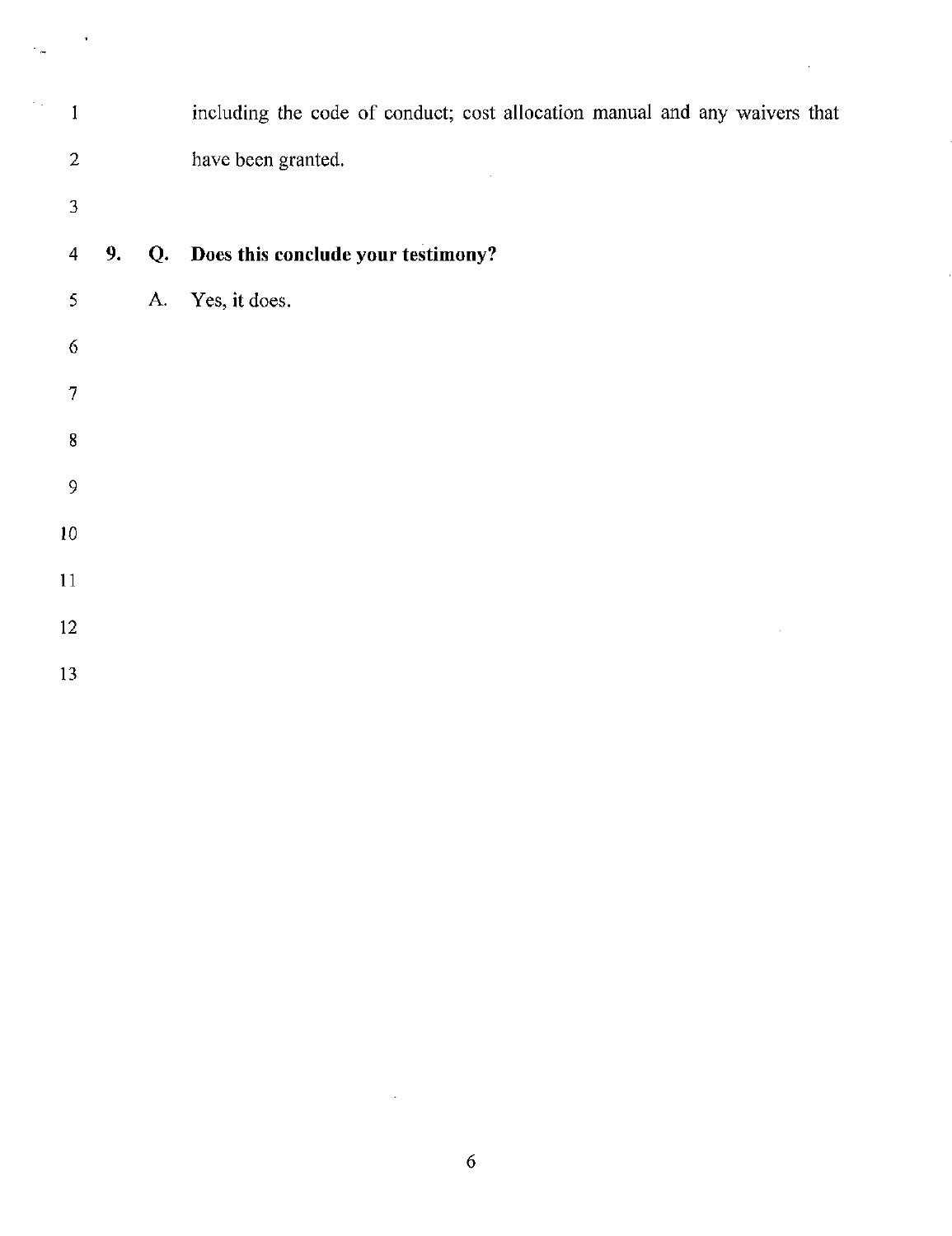including the code of conduct; cost allocation manual and any waivers that have been granted.

**9. Q. Does this conclude your testimony?**

A. Yes, it does.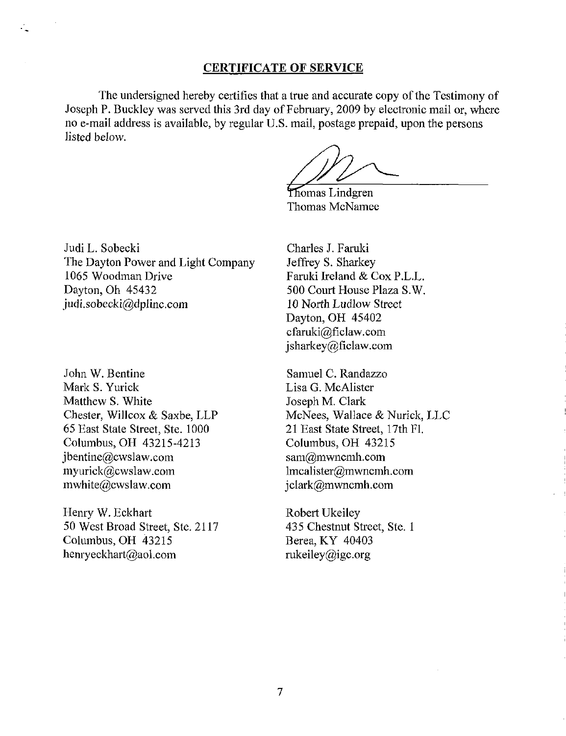## CERTIFICATE OF SERVICE

The undersigned hereby certifies that a true and accurate copy of the Testimony of Joseph P. Buckley was served this 3rd day of February, 2009 by electronic mail or, where no e-mail address is available, by regular U.S. mail, postage prepaid, upon the persons listed below.

Thomas Lindgren
Thomas McNamee

Judi L. Sobecki
The Dayton Power and Light Company
1065 Woodman Drive
Dayton, Oh 45432
judi.sobecki@dplinc.com

Charles J. Faruki
Jeffrey S. Sharkey
Faruki Ireland & Cox P.L.L.
500 Court House Plaza S.W.
10 North Ludlow Street
Dayton, OH 45402
cfaruki@ficlaw.com
jsharkey@ficlaw.com

John W. Bentine
Mark S. Yurick
Matthew S. White
Chester, Willcox & Saxbe, LLP
65 East State Street, Ste. 1000
Columbus, OH 43215-4213
jbentine@cwslaw.com
myurick@cwslaw.com
mwhite@cwslaw.com

Samuel C. Randazzo
Lisa G. McAlister
Joseph M. Clark
McNees, Wallace & Nurick, LLC
21 East State Street, 17th Fl.
Columbus, OH 43215
sam@mwncmh.com
lmcalister@mwncmh.com
jclark@mwncmh.com

Henry W. Eckhart
50 West Broad Street, Ste. 2117
Columbus, OH 43215
henryeckhart@aol.com

Robert Ukeiley
435 Chestnut Street, Ste. 1
Berea, KY 40403
rukeiley@igc.org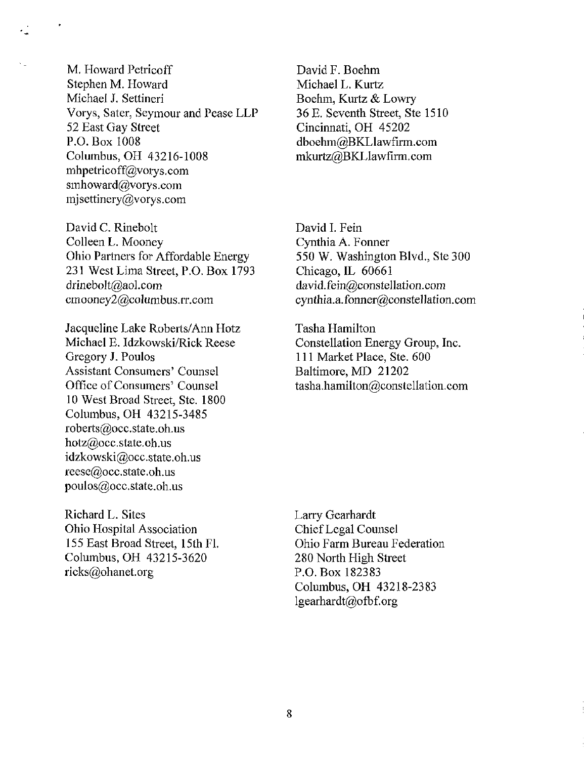M. Howard Petricoff
Stephen M. Howard
Michael J. Settineri
Vorys, Sater, Seymour and Pease LLP
52 East Gay Street
P.O. Box 1008
Columbus, OH 43216-1008
mhpetricoff@vorys.com
smhoward@vorys.com
mjsettinery@vorys.com

David F. Boehm
Michael L. Kurtz
Boehm, Kurtz & Lowry
36 E. Seventh Street, Ste 1510
Cincinnati, OH 45202
dboehm@BKLlawfirm.com
mkurtz@BKLlawfirm.com

David C. Rinebolt
Colleen L. Mooney
Ohio Partners for Affordable Energy
231 West Lima Street, P.O. Box 1793
drinebolt@aol.com
cmooney2@columbus.rr.com

David I. Fein
Cynthia A. Fonner
550 W. Washington Blvd., Ste 300
Chicago, IL 60661
david.fein@constellation.com
cynthia.a.fonner@constellation.com

Jacqueline Lake Roberts/Ann Hotz
Michael E. Idzkowski/Rick Reese
Gregory J. Poulos
Assistant Consumers' Counsel
Office of Consumers' Counsel
10 West Broad Street, Ste. 1800
Columbus, OH 43215-3485
roberts@occ.state.oh.us
hotz@occ.state.oh.us
idzkowski@occ.state.oh.us
reese@occ.state.oh.us
poulos@occ.state.oh.us

Tasha Hamilton
Constellation Energy Group, Inc.
111 Market Place, Ste. 600
Baltimore, MD 21202
tasha.hamilton@constellation.com

Richard L. Sites
Ohio Hospital Association
155 East Broad Street, 15th Fl.
Columbus, OH 43215-3620
ricks@ohanet.org

Larry Gearhardt
Chief Legal Counsel
Ohio Farm Bureau Federation
280 North High Street
P.O. Box 182383
Columbus, OH 43218-2383
lgearhardt@ofbf.org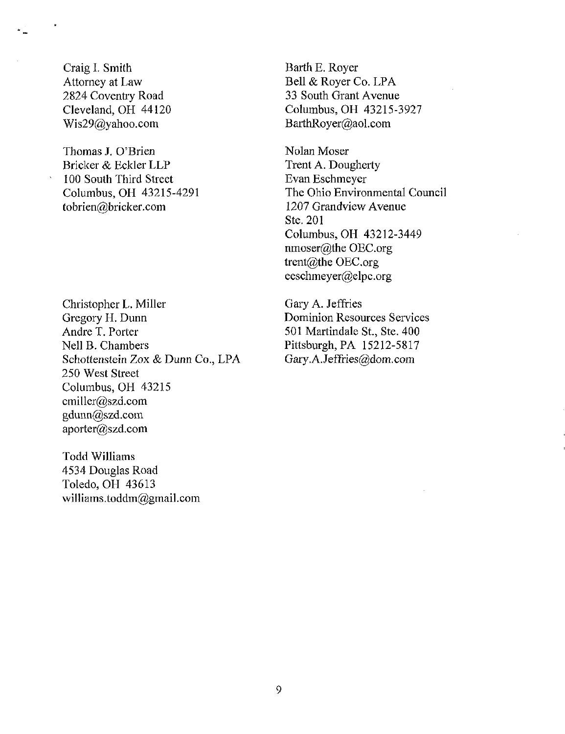Craig I. Smith
Attorney at Law
2824 Coventry Road
Cleveland, OH 44120
Wis29@yahoo.com

Thomas J. O'Brien
Bricker & Eckler LLP
100 South Third Street
Columbus, OH 43215-4291
tobrien@bricker.com

Christopher L. Miller
Gregory H. Dunn
Andre T. Porter
Nell B. Chambers
*Schottenstein Zox & Dunn Co., LPA*
250 West Street
Columbus, OH 43215
cmiller@szd.com
gdunn@szd.com
aporter@szd.com

Todd Williams
4534 Douglas Road
Toledo, OH 43613
williams.toddm@gmail.com

Barth E. Royer
Bell & Royer Co. LPA
33 South Grant Avenue
Columbus, OH 43215-3927
BarthRoyer@aol.com

Nolan Moser
Trent A. Dougherty
Evan Eschmeyer
The Ohio Environmental Council
1207 Grandview Avenue
Ste. 201
Columbus, OH 43212-3449
nmoser@the OEC.org
trent@the OEC.org
eeschmeyer@elpc.org

Gary A. Jeffries
Dominion Resources Services
501 Martindale St., Ste. 400
Pittsburgh, PA 15212-5817
Gary.A.Jeffries@dom.com